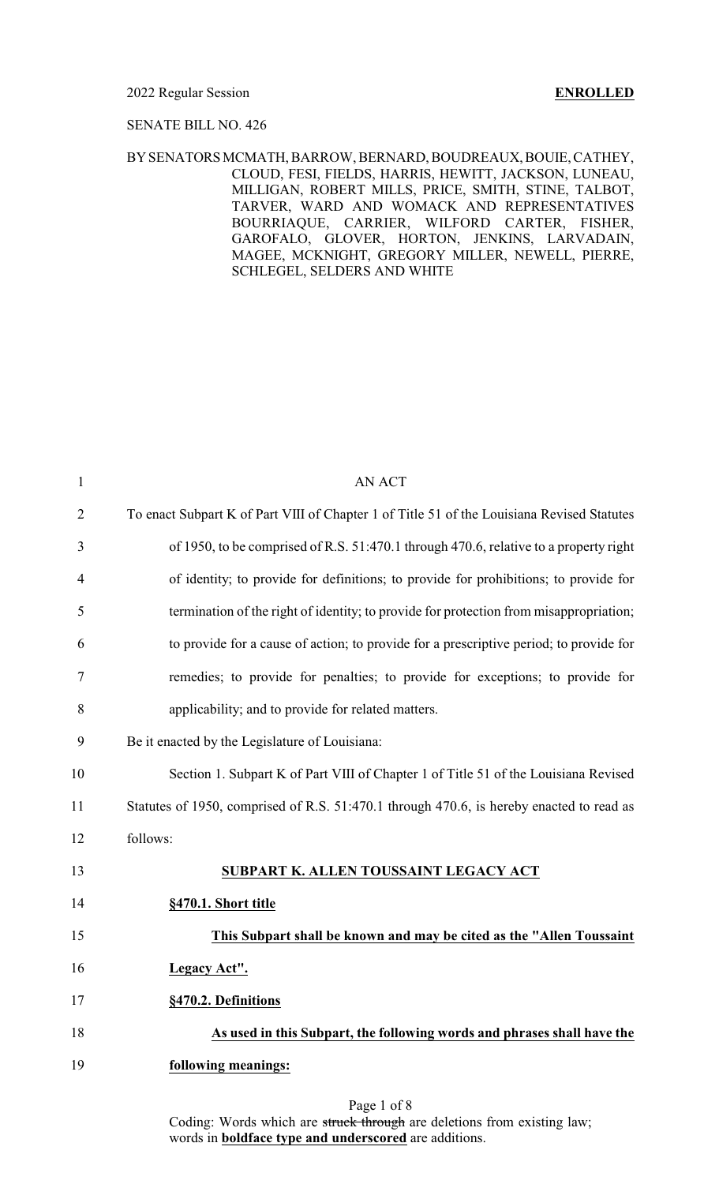2022 Regular Session **ENROLLED**

SENATE BILL NO. 426

BY SENATORS MCMATH, BARROW, BERNARD, BOUDREAUX, BOUIE, CATHEY, CLOUD, FESI, FIELDS, HARRIS, HEWITT, JACKSON, LUNEAU, MILLIGAN, ROBERT MILLS, PRICE, SMITH, STINE, TALBOT, TARVER, WARD AND WOMACK AND REPRESENTATIVES BOURRIAQUE, CARRIER, WILFORD CARTER, FISHER, GAROFALO, GLOVER, HORTON, JENKINS, LARVADAIN, MAGEE, MCKNIGHT, GREGORY MILLER, NEWELL, PIERRE, SCHLEGEL, SELDERS AND WHITE

AN ACT

To enact Subpart K of Part VIII of Chapter 1 of Title 51 of the Louisiana Revised Statutes of 1950, to be comprised of R.S. 51:470.1 through 470.6, relative to a property right of identity; to provide for definitions; to provide for prohibitions; to provide for termination of the right of identity; to provide for protection from misappropriation; to provide for a cause of action; to provide for a prescriptive period; to provide for remedies; to provide for penalties; to provide for exceptions; to provide for applicability; and to provide for related matters.

Be it enacted by the Legislature of Louisiana:

Section 1. Subpart K of Part VIII of Chapter 1 of Title 51 of the Louisiana Revised Statutes of 1950, comprised of R.S. 51:470.1 through 470.6, is hereby enacted to read as follows:

**SUBPART K. ALLEN TOUSSAINT LEGACY ACT**

**§470.1. Short title**

**This Subpart shall be known and may be cited as the "Allen Toussaint Legacy Act".**

**§470.2. Definitions**

**As used in this Subpart, the following words and phrases shall have the following meanings:**

Coding: Words which are ~~struck through~~ are deletions from existing law; words in **boldface type and underscored** are additions.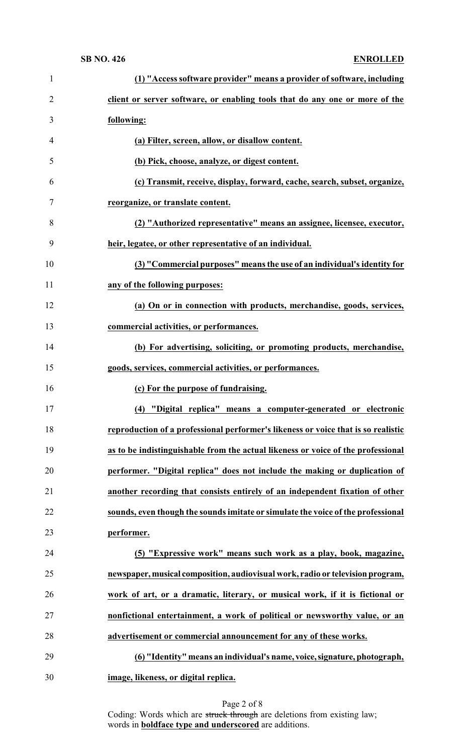**(1) "Access software provider" means a provider of software, including client or server software, or enabling tools that do any one or more of the following:**

**(a) Filter, screen, allow, or disallow content.**

**(b) Pick, choose, analyze, or digest content.**

**(c) Transmit, receive, display, forward, cache, search, subset, organize, reorganize, or translate content.**

**(2) "Authorized representative" means an assignee, licensee, executor, heir, legatee, or other representative of an individual.**

**(3) "Commercial purposes" means the use of an individual's identity for any of the following purposes:**

**(a) On or in connection with products, merchandise, goods, services, commercial activities, or performances.**

**(b) For advertising, soliciting, or promoting products, merchandise, goods, services, commercial activities, or performances.**

**(c) For the purpose of fundraising.**

**(4) "Digital replica" means a computer-generated or electronic reproduction of a professional performer's likeness or voice that is so realistic as to be indistinguishable from the actual likeness or voice of the professional performer. "Digital replica" does not include the making or duplication of another recording that consists entirely of an independent fixation of other sounds, even though the sounds imitate or simulate the voice of the professional performer.**

**(5) "Expressive work" means such work as a play, book, magazine, newspaper, musical composition, audiovisual work, radio or television program, work of art, or a dramatic, literary, or musical work, if it is fictional or nonfictional entertainment, a work of political or newsworthy value, or an advertisement or commercial announcement for any of these works.**

**(6) "Identity" means an individual's name, voice, signature, photograph, image, likeness, or digital replica.**

Coding: Words which are ~~struck through~~ are deletions from existing law; words in **boldface type and underscored** are additions.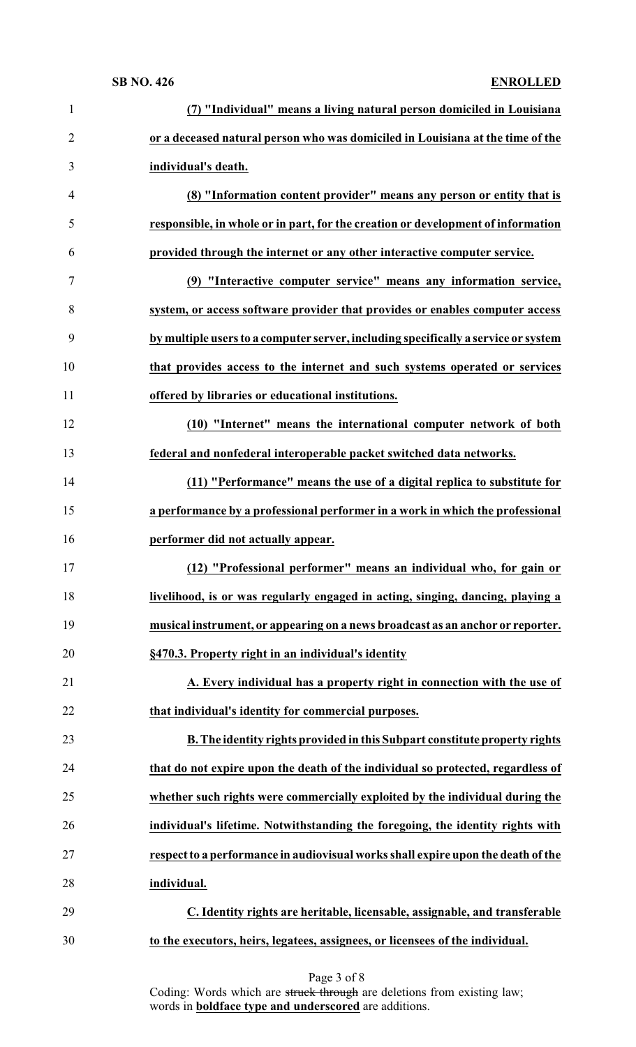**(7) "Individual" means a living natural person domiciled in Louisiana or a deceased natural person who was domiciled in Louisiana at the time of the individual's death.**

**(8) "Information content provider" means any person or entity that is responsible, in whole or in part, for the creation or development of information provided through the internet or any other interactive computer service.**

**(9) "Interactive computer service" means any information service, system, or access software provider that provides or enables computer access by multiple users to a computer server, including specifically a service or system that provides access to the internet and such systems operated or services offered by libraries or educational institutions.**

**(10) "Internet" means the international computer network of both federal and nonfederal interoperable packet switched data networks.**

**(11) "Performance" means the use of a digital replica to substitute for a performance by a professional performer in a work in which the professional performer did not actually appear.**

**(12) "Professional performer" means an individual who, for gain or livelihood, is or was regularly engaged in acting, singing, dancing, playing a musical instrument, or appearing on a news broadcast as an anchor or reporter.**

**§470.3. Property right in an individual's identity**

**A. Every individual has a property right in connection with the use of that individual's identity for commercial purposes.**

**B. The identity rights provided in this Subpart constitute property rights that do not expire upon the death of the individual so protected, regardless of whether such rights were commercially exploited by the individual during the individual's lifetime. Notwithstanding the foregoing, the identity rights with respect to a performance in audiovisual works shall expire upon the death of the individual.**

**C. Identity rights are heritable, licensable, assignable, and transferable to the executors, heirs, legatees, assignees, or licensees of the individual.**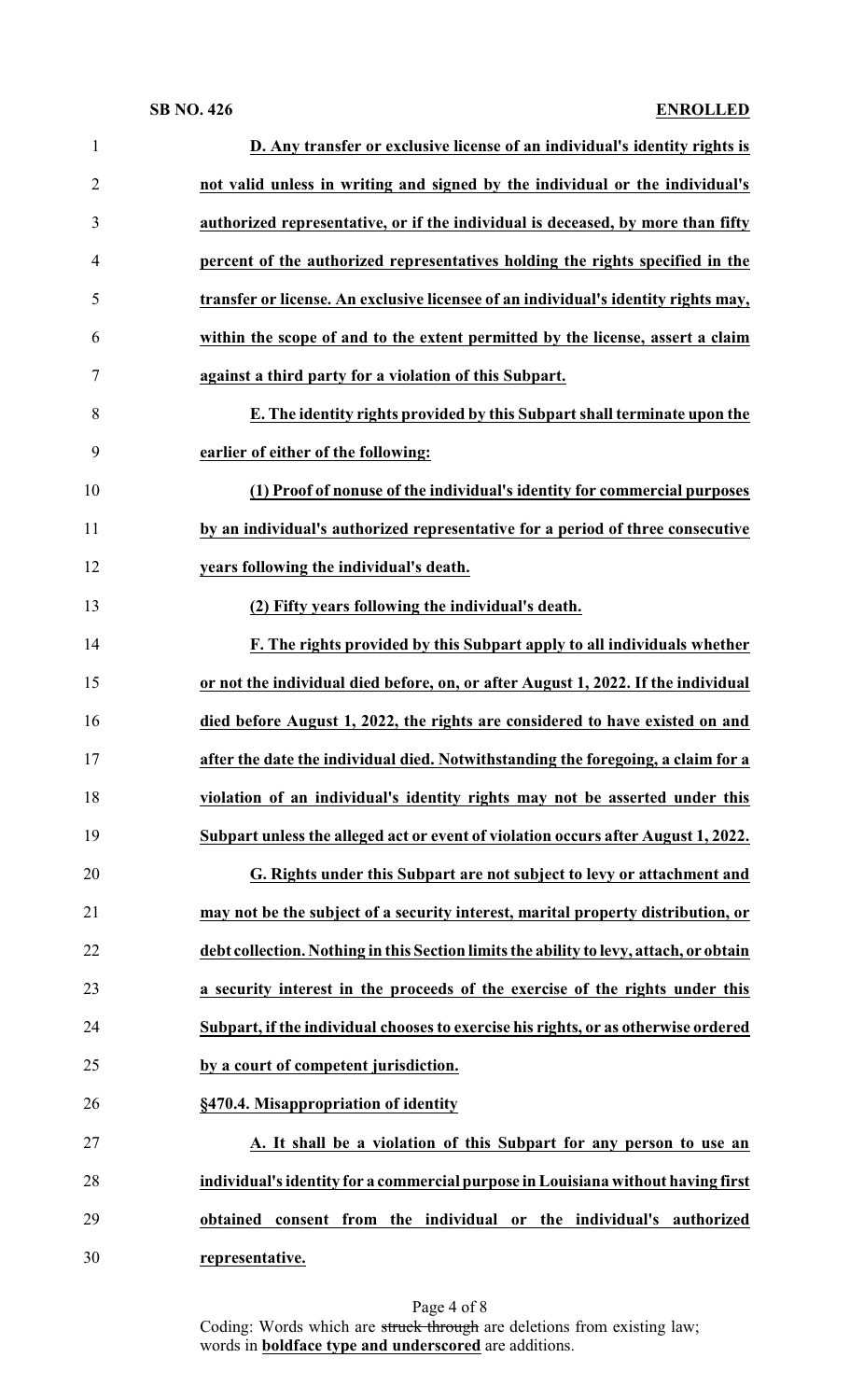**D. Any transfer or exclusive license of an individual's identity rights is not valid unless in writing and signed by the individual or the individual's authorized representative, or if the individual is deceased, by more than fifty percent of the authorized representatives holding the rights specified in the transfer or license. An exclusive licensee of an individual's identity rights may, within the scope of and to the extent permitted by the license, assert a claim against a third party for a violation of this Subpart.**

**E. The identity rights provided by this Subpart shall terminate upon the earlier of either of the following:**

**(1) Proof of nonuse of the individual's identity for commercial purposes by an individual's authorized representative for a period of three consecutive years following the individual's death.**

**(2) Fifty years following the individual's death.**

**F. The rights provided by this Subpart apply to all individuals whether or not the individual died before, on, or after August 1, 2022. If the individual died before August 1, 2022, the rights are considered to have existed on and after the date the individual died. Notwithstanding the foregoing, a claim for a violation of an individual's identity rights may not be asserted under this Subpart unless the alleged act or event of violation occurs after August 1, 2022.**

**G. Rights under this Subpart are not subject to levy or attachment and may not be the subject of a security interest, marital property distribution, or debt collection. Nothing in this Section limits the ability to levy, attach, or obtain a security interest in the proceeds of the exercise of the rights under this Subpart, if the individual chooses to exercise his rights, or as otherwise ordered by a court of competent jurisdiction.**

**§470.4. Misappropriation of identity**

**A. It shall be a violation of this Subpart for any person to use an individual's identity for a commercial purpose in Louisiana without having first obtained consent from the individual or the individual's authorized representative.**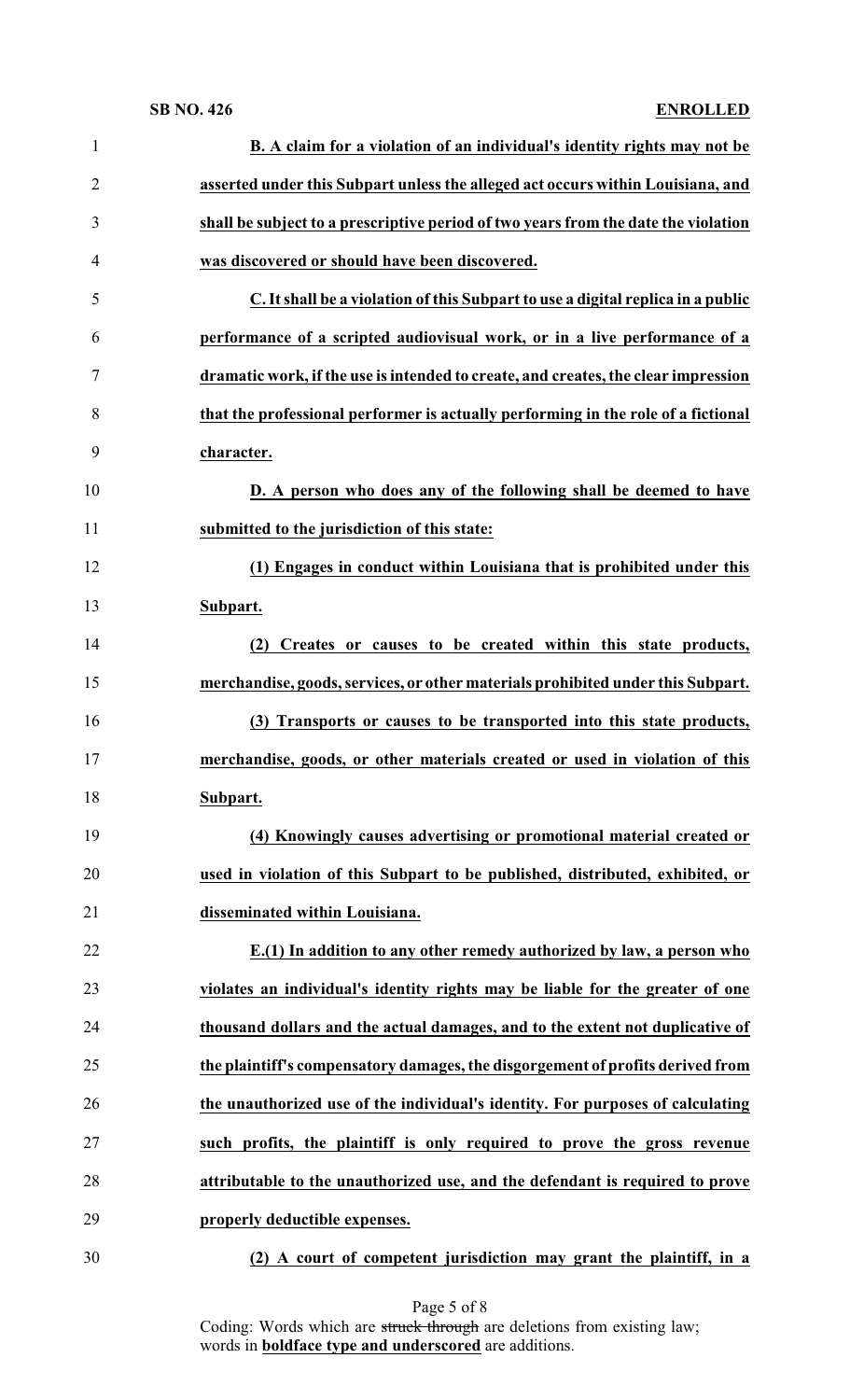**B. A claim for a violation of an individual's identity rights may not be asserted under this Subpart unless the alleged act occurs within Louisiana, and shall be subject to a prescriptive period of two years from the date the violation was discovered or should have been discovered.**

**C. It shall be a violation of this Subpart to use a digital replica in a public performance of a scripted audiovisual work, or in a live performance of a dramatic work, if the use is intended to create, and creates, the clear impression that the professional performer is actually performing in the role of a fictional character.**

**D. A person who does any of the following shall be deemed to have submitted to the jurisdiction of this state:**

**(1) Engages in conduct within Louisiana that is prohibited under this Subpart.**

**(2) Creates or causes to be created within this state products, merchandise, goods, services, or other materials prohibited under this Subpart.**

**(3) Transports or causes to be transported into this state products, merchandise, goods, or other materials created or used in violation of this Subpart.**

**(4) Knowingly causes advertising or promotional material created or used in violation of this Subpart to be published, distributed, exhibited, or disseminated within Louisiana.**

**E.(1) In addition to any other remedy authorized by law, a person who violates an individual's identity rights may be liable for the greater of one thousand dollars and the actual damages, and to the extent not duplicative of the plaintiff's compensatory damages, the disgorgement of profits derived from the unauthorized use of the individual's identity. For purposes of calculating such profits, the plaintiff is only required to prove the gross revenue attributable to the unauthorized use, and the defendant is required to prove properly deductible expenses.**

**(2) A court of competent jurisdiction may grant the plaintiff, in a**

Coding: Words which are ~~struck through~~ are deletions from existing law; words in **boldface type and underscored** are additions.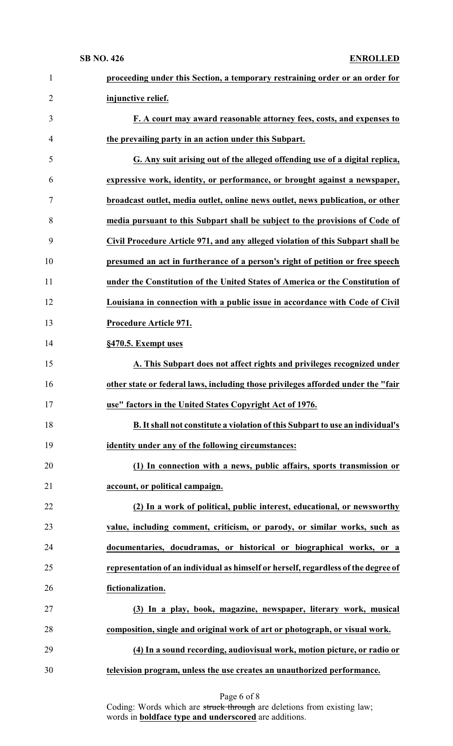**proceeding under this Section, a temporary restraining order or an order for injunctive relief.**

**F. A court may award reasonable attorney fees, costs, and expenses to the prevailing party in an action under this Subpart.**

**G. Any suit arising out of the alleged offending use of a digital replica, expressive work, identity, or performance, or brought against a newspaper, broadcast outlet, media outlet, online news outlet, news publication, or other media pursuant to this Subpart shall be subject to the provisions of Code of Civil Procedure Article 971, and any alleged violation of this Subpart shall be presumed an act in furtherance of a person's right of petition or free speech under the Constitution of the United States of America or the Constitution of Louisiana in connection with a public issue in accordance with Code of Civil Procedure Article 971.**

**§470.5. Exempt uses**

**A. This Subpart does not affect rights and privileges recognized under other state or federal laws, including those privileges afforded under the "fair use" factors in the United States Copyright Act of 1976.**

**B. It shall not constitute a violation of this Subpart to use an individual's identity under any of the following circumstances:**

**(1) In connection with a news, public affairs, sports transmission or account, or political campaign.**

**(2) In a work of political, public interest, educational, or newsworthy value, including comment, criticism, or parody, or similar works, such as documentaries, docudramas, or historical or biographical works, or a representation of an individual as himself or herself, regardless of the degree of fictionalization.**

**(3) In a play, book, magazine, newspaper, literary work, musical composition, single and original work of art or photograph, or visual work.**

**(4) In a sound recording, audiovisual work, motion picture, or radio or television program, unless the use creates an unauthorized performance.**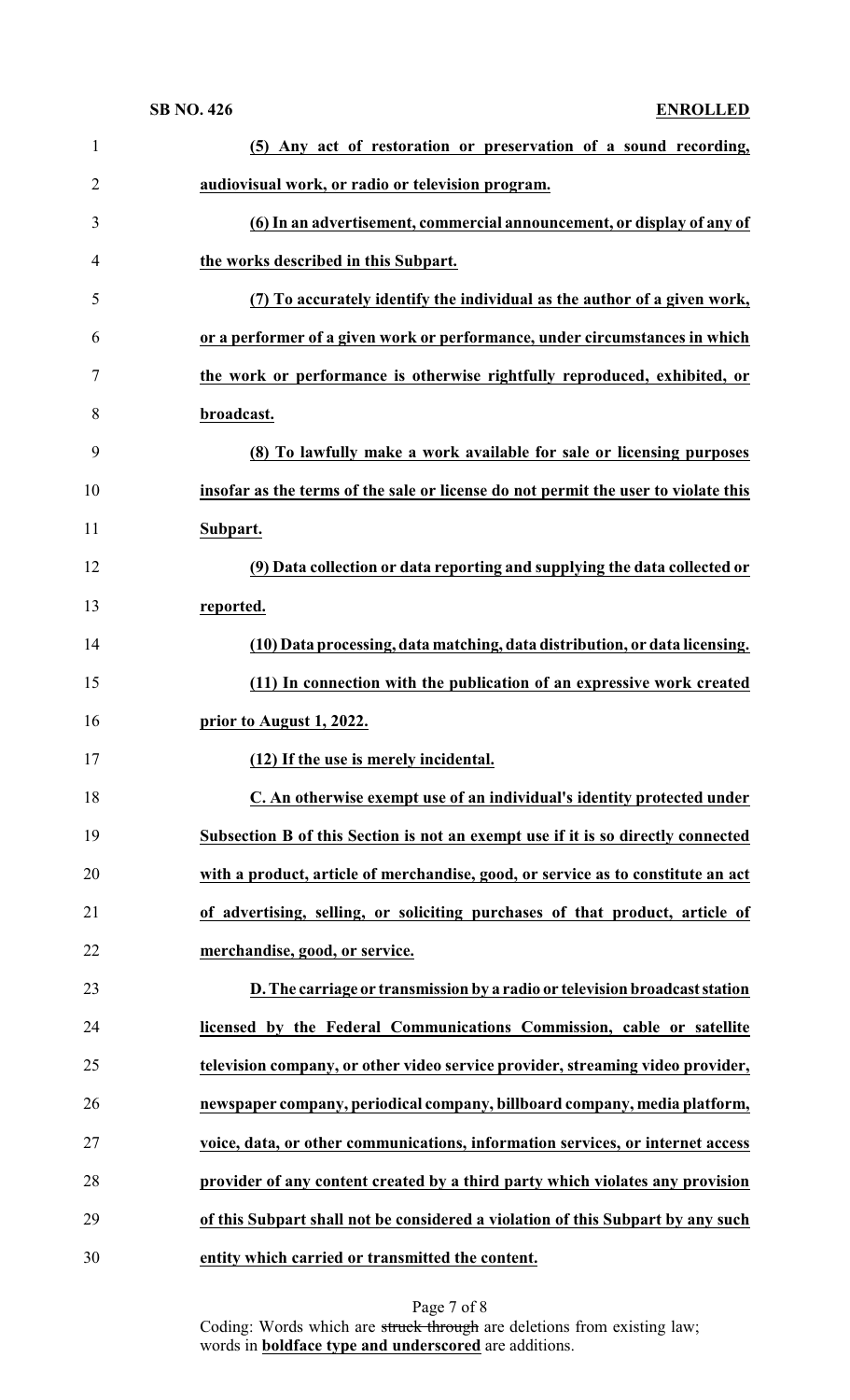**(5) Any act of restoration or preservation of a sound recording, audiovisual work, or radio or television program.**

**(6) In an advertisement, commercial announcement, or display of any of the works described in this Subpart.**

**(7) To accurately identify the individual as the author of a given work, or a performer of a given work or performance, under circumstances in which the work or performance is otherwise rightfully reproduced, exhibited, or broadcast.**

**(8) To lawfully make a work available for sale or licensing purposes insofar as the terms of the sale or license do not permit the user to violate this Subpart.**

**(9) Data collection or data reporting and supplying the data collected or reported.**

**(10) Data processing, data matching, data distribution, or data licensing.**

**(11) In connection with the publication of an expressive work created prior to August 1, 2022.**

**(12) If the use is merely incidental.**

**C. An otherwise exempt use of an individual's identity protected under Subsection B of this Section is not an exempt use if it is so directly connected with a product, article of merchandise, good, or service as to constitute an act of advertising, selling, or soliciting purchases of that product, article of merchandise, good, or service.**

**D. The carriage or transmission by a radio or television broadcast station licensed by the Federal Communications Commission, cable or satellite television company, or other video service provider, streaming video provider, newspaper company, periodical company, billboard company, media platform, voice, data, or other communications, information services, or internet access provider of any content created by a third party which violates any provision of this Subpart shall not be considered a violation of this Subpart by any such entity which carried or transmitted the content.**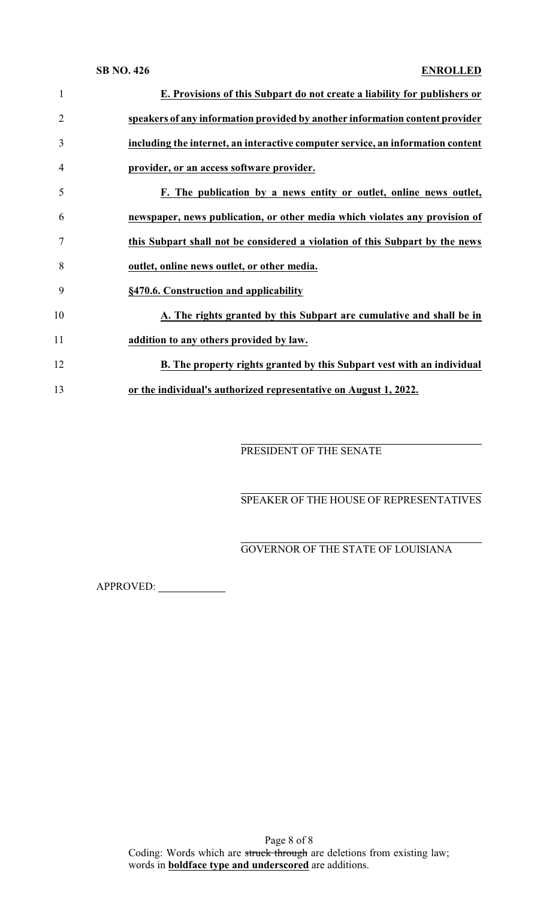**E. Provisions of this Subpart do not create a liability for publishers or speakers of any information provided by another information content provider including the internet, an interactive computer service, an information content provider, or an access software provider.**

**F. The publication by a news entity or outlet, online news outlet, newspaper, news publication, or other media which violates any provision of this Subpart shall not be considered a violation of this Subpart by the news outlet, online news outlet, or other media.**

**§470.6. Construction and applicability**

**A. The rights granted by this Subpart are cumulative and shall be in addition to any others provided by law.**

**B. The property rights granted by this Subpart vest with an individual or the individual's authorized representative on August 1, 2022.**

PRESIDENT OF THE SENATE

SPEAKER OF THE HOUSE OF REPRESENTATIVES

GOVERNOR OF THE STATE OF LOUISIANA

APPROVED: ____________

Coding: Words which are ~~struck through~~ are deletions from existing law; words in **boldface type and underscored** are additions.